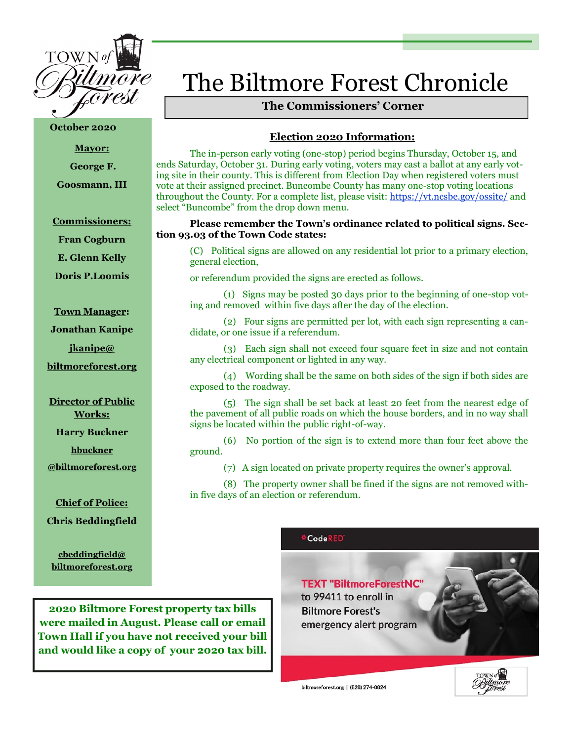# The Biltmore Forest Chronicle

**The Commissioners' Corner**

**October 2020**

**Mayor:**

**George F. Goosmann, III**

**Commissioners:**

**Fran Cogburn**

**E. Glenn Kelly**

**Doris P.Loomis**

**Town Manager:**

**Jonathan Kanipe**

**jkanipe@biltmoreforest.org**

**Director of Public Works:**

**Harry Buckner**

**hbuckner@biltmoreforest.org**

**Chief of Police:**

**Chris Beddingfield**

**cbeddingfield@biltmoreforest.org**

## Election 2020 Information:

The in-person early voting (one-stop) period begins Thursday, October 15, and ends Saturday, October 31. During early voting, voters may cast a ballot at any early voting site in their county. This is different from Election Day when registered voters must vote at their assigned precinct. Buncombe County has many one-stop voting locations throughout the County. For a complete list, please visit: https://vt.ncsbe.gov/ossite/ and select "Buncombe" from the drop down menu.

**Please remember the Town's ordinance related to political signs. Section 93.03 of the Town Code states:**

(C) Political signs are allowed on any residential lot prior to a primary election, general election,

or referendum provided the signs are erected as follows.

(1) Signs may be posted 30 days prior to the beginning of one-stop voting and removed within five days after the day of the election.

(2) Four signs are permitted per lot, with each sign representing a candidate, or one issue if a referendum.

(3) Each sign shall not exceed four square feet in size and not contain any electrical component or lighted in any way.

(4) Wording shall be the same on both sides of the sign if both sides are exposed to the roadway.

(5) The sign shall be set back at least 20 feet from the nearest edge of the pavement of all public roads on which the house borders, and in no way shall signs be located within the public right-of-way.

(6) No portion of the sign is to extend more than four feet above the ground.

(7) A sign located on private property requires the owner's approval.

(8) The property owner shall be fined if the signs are not removed within five days of an election or referendum.

**2020 Biltmore Forest property tax bills were mailed in August. Please call or email Town Hall if you have not received your bill and would like a copy of your 2020 tax bill.**

CodeRED

**TEXT "BiltmoreForestNC"** to 99411 to enroll in Biltmore Forest's emergency alert program

biltmoreforest.org | (828) 274-0824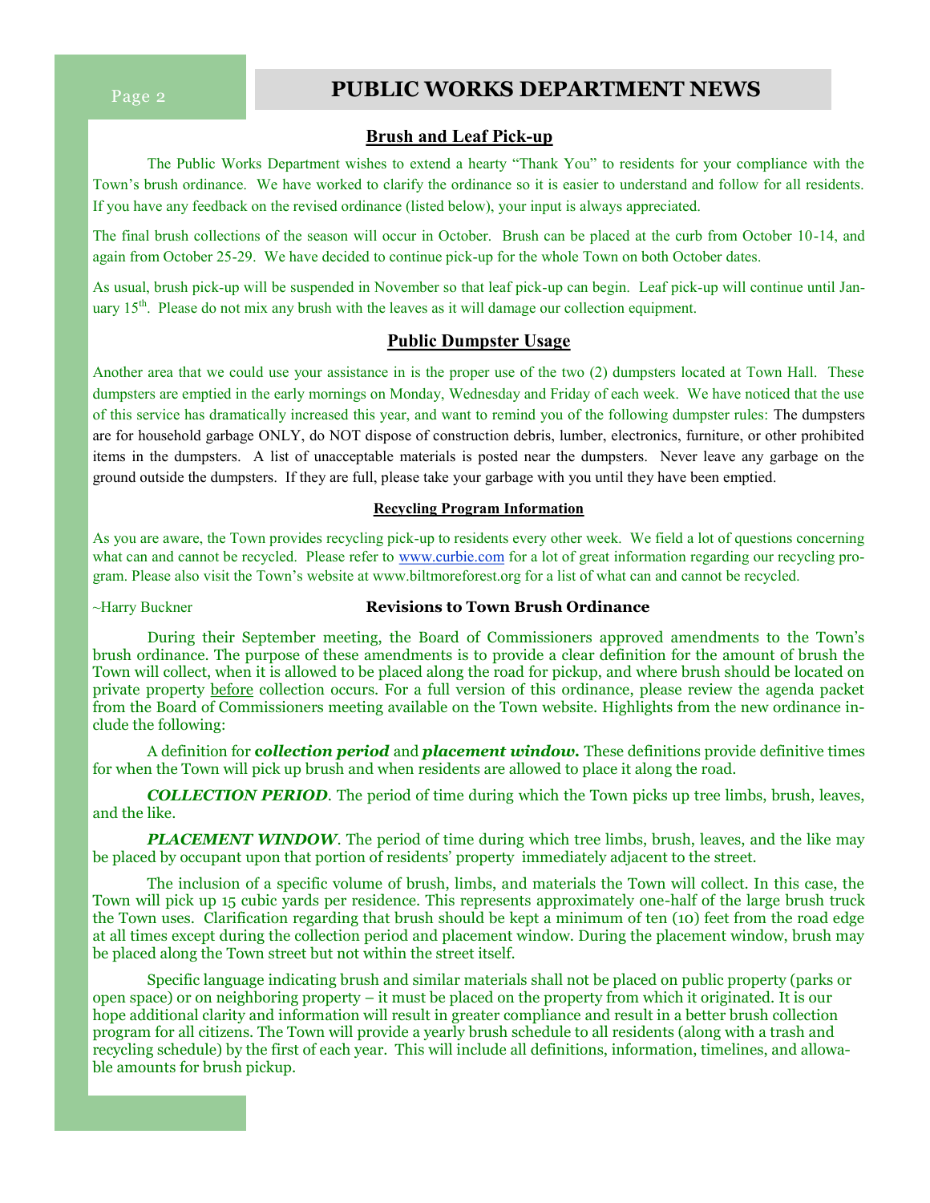# PUBLIC WORKS DEPARTMENT NEWS

## Brush and Leaf Pick-up

The Public Works Department wishes to extend a hearty "Thank You" to residents for your compliance with the Town's brush ordinance. We have worked to clarify the ordinance so it is easier to understand and follow for all residents. If you have any feedback on the revised ordinance (listed below), your input is always appreciated.

The final brush collections of the season will occur in October. Brush can be placed at the curb from October 10-14, and again from October 25-29. We have decided to continue pick-up for the whole Town on both October dates.

As usual, brush pick-up will be suspended in November so that leaf pick-up can begin. Leaf pick-up will continue until January 15th. Please do not mix any brush with the leaves as it will damage our collection equipment.

## Public Dumpster Usage

Another area that we could use your assistance in is the proper use of the two (2) dumpsters located at Town Hall. These dumpsters are emptied in the early mornings on Monday, Wednesday and Friday of each week. We have noticed that the use of this service has dramatically increased this year, and want to remind you of the following dumpster rules: The dumpsters are for household garbage ONLY, do NOT dispose of construction debris, lumber, electronics, furniture, or other prohibited items in the dumpsters. A list of unacceptable materials is posted near the dumpsters. Never leave any garbage on the ground outside the dumpsters. If they are full, please take your garbage with you until they have been emptied.

### Recycling Program Information

As you are aware, the Town provides recycling pick-up to residents every other week. We field a lot of questions concerning what can and cannot be recycled. Please refer to www.curbie.com for a lot of great information regarding our recycling program. Please also visit the Town's website at www.biltmoreforest.org for a list of what can and cannot be recycled.

~Harry Buckner

## Revisions to Town Brush Ordinance

During their September meeting, the Board of Commissioners approved amendments to the Town's brush ordinance. The purpose of these amendments is to provide a clear definition for the amount of brush the Town will collect, when it is allowed to be placed along the road for pickup, and where brush should be located on private property before collection occurs. For a full version of this ordinance, please review the agenda packet from the Board of Commissioners meeting available on the Town website. Highlights from the new ordinance include the following:

A definition for ***collection period*** and ***placement window.*** These definitions provide definitive times for when the Town will pick up brush and when residents are allowed to place it along the road.

***COLLECTION PERIOD***. The period of time during which the Town picks up tree limbs, brush, leaves, and the like.

***PLACEMENT WINDOW***. The period of time during which tree limbs, brush, leaves, and the like may be placed by occupant upon that portion of residents' property immediately adjacent to the street.

The inclusion of a specific volume of brush, limbs, and materials the Town will collect. In this case, the Town will pick up 15 cubic yards per residence. This represents approximately one-half of the large brush truck the Town uses. Clarification regarding that brush should be kept a minimum of ten (10) feet from the road edge at all times except during the collection period and placement window. During the placement window, brush may be placed along the Town street but not within the street itself.

Specific language indicating brush and similar materials shall not be placed on public property (parks or open space) or on neighboring property – it must be placed on the property from which it originated. It is our hope additional clarity and information will result in greater compliance and result in a better brush collection program for all citizens. The Town will provide a yearly brush schedule to all residents (along with a trash and recycling schedule) by the first of each year. This will include all definitions, information, timelines, and allowable amounts for brush pickup.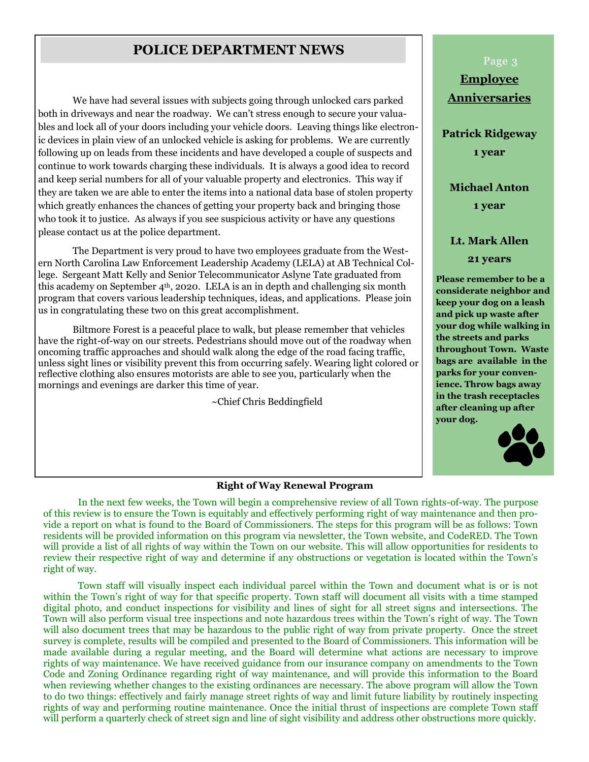## POLICE DEPARTMENT NEWS

We have had several issues with subjects going through unlocked cars parked both in driveways and near the roadway. We can't stress enough to secure your valuables and lock all of your doors including your vehicle doors. Leaving things like electronic devices in plain view of an unlocked vehicle is asking for problems. We are currently following up on leads from these incidents and have developed a couple of suspects and continue to work towards charging these individuals. It is always a good idea to record and keep serial numbers for all of your valuable property and electronics. This way if they are taken we are able to enter the items into a national data base of stolen property which greatly enhances the chances of getting your property back and bringing those who took it to justice. As always if you see suspicious activity or have any questions please contact us at the police department.

The Department is very proud to have two employees graduate from the Western North Carolina Law Enforcement Leadership Academy (LELA) at AB Technical College. Sergeant Matt Kelly and Senior Telecommunicator Aslyne Tate graduated from this academy on September 4th, 2020. LELA is an in depth and challenging six month program that covers various leadership techniques, ideas, and applications. Please join us in congratulating these two on this great accomplishment.

Biltmore Forest is a peaceful place to walk, but please remember that vehicles have the right-of-way on our streets. Pedestrians should move out of the roadway when oncoming traffic approaches and should walk along the edge of the road facing traffic, unless sight lines or visibility prevent this from occurring safely. Wearing light colored or reflective clothing also ensures motorists are able to see you, particularly when the mornings and evenings are darker this time of year.

~Chief Chris Beddingfield

### Employee Anniversaries

**Patrick Ridgeway**
**1 year**

**Michael Anton**
**1 year**

**Lt. Mark Allen**
**21 years**

**Please remember to be a considerate neighbor and keep your dog on a leash and pick up waste after your dog while walking in the streets and parks throughout Town. Waste bags are available in the parks for your convenience. Throw bags away in the trash receptacles after cleaning up after your dog.**

### Right of Way Renewal Program

In the next few weeks, the Town will begin a comprehensive review of all Town rights-of-way. The purpose of this review is to ensure the Town is equitably and effectively performing right of way maintenance and then provide a report on what is found to the Board of Commissioners. The steps for this program will be as follows: Town residents will be provided information on this program via newsletter, the Town website, and CodeRED. The Town will provide a list of all rights of way within the Town on our website. This will allow opportunities for residents to review their respective right of way and determine if any obstructions or vegetation is located within the Town's right of way.

Town staff will visually inspect each individual parcel within the Town and document what is or is not within the Town's right of way for that specific property. Town staff will document all visits with a time stamped digital photo, and conduct inspections for visibility and lines of sight for all street signs and intersections. The Town will also perform visual tree inspections and note hazardous trees within the Town's right of way. The Town will also document trees that may be hazardous to the public right of way from private property. Once the street survey is complete, results will be compiled and presented to the Board of Commissioners. This information will be made available during a regular meeting, and the Board will determine what actions are necessary to improve rights of way maintenance. We have received guidance from our insurance company on amendments to the Town Code and Zoning Ordinance regarding right of way maintenance, and will provide this information to the Board when reviewing whether changes to the existing ordinances are necessary. The above program will allow the Town to do two things: effectively and fairly manage street rights of way and limit future liability by routinely inspecting rights of way and performing routine maintenance. Once the initial thrust of inspections are complete Town staff will perform a quarterly check of street sign and line of sight visibility and address other obstructions more quickly.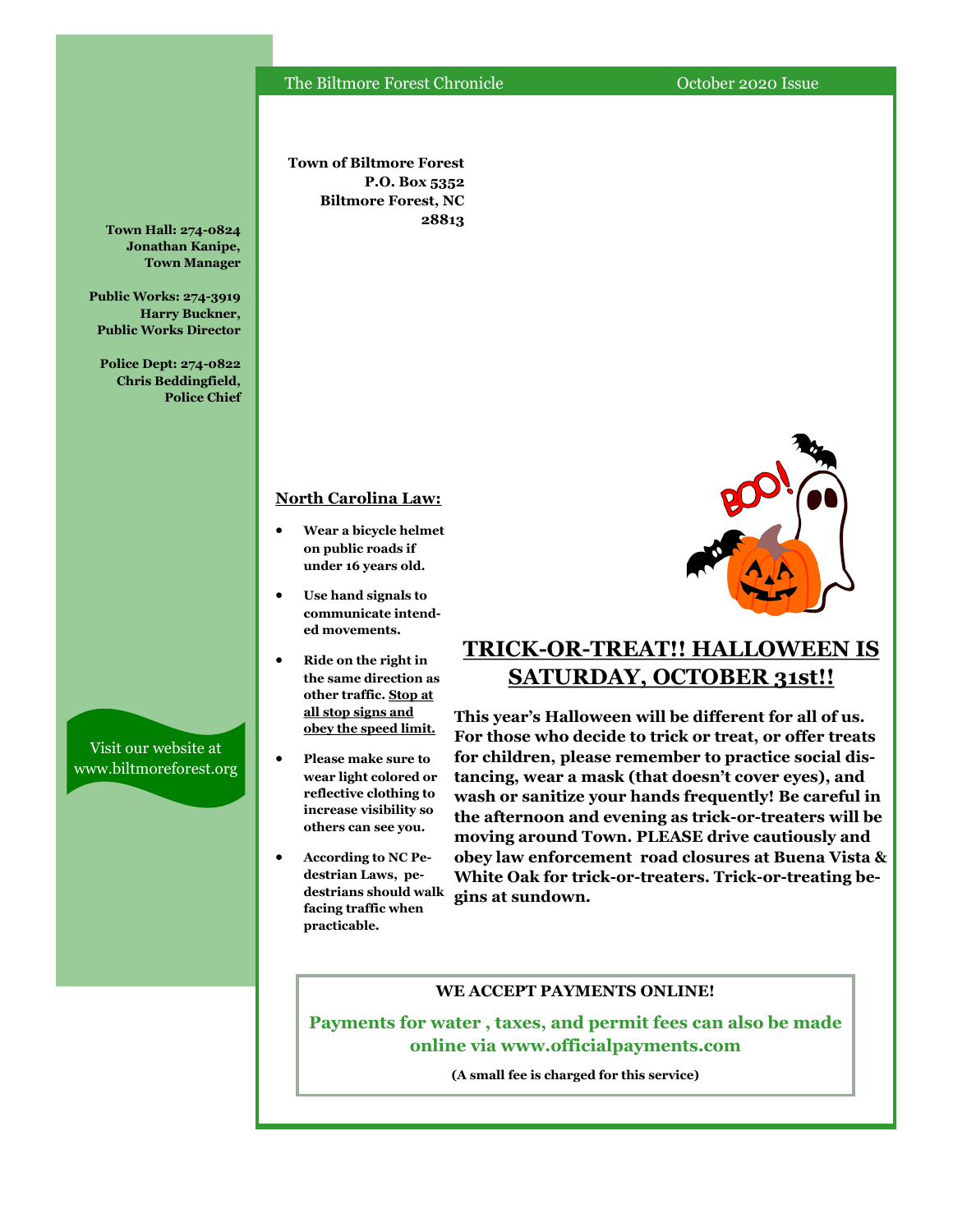**Town Hall: 274-0824**
**Jonathan Kanipe, Town Manager**

**Public Works: 274-3919**
**Harry Buckner, Public Works Director**

**Police Dept: 274-0822**
**Chris Beddingfield, Police Chief**

Visit our website at www.biltmoreforest.org

**Town of Biltmore Forest**
**P.O. Box 5352**
**Biltmore Forest, NC 28813**

**<u>North Carolina Law:</u>**

- **Wear a bicycle helmet on public roads if under 16 years old.**
- **Use hand signals to communicate intended movements.**
- **Ride on the right in the same direction as other traffic. <u>Stop at all stop signs and obey the speed limit.</u>**
- **Please make sure to wear light colored or reflective clothing to increase visibility so others can see you.**
- **According to NC Pedestrian Laws, pedestrians should walk facing traffic when practicable.**

## <u>TRICK-OR-TREAT!! HALLOWEEN IS SATURDAY, OCTOBER 31st!!</u>

**This year's Halloween will be different for all of us. For those who decide to trick or treat, or offer treats for children, please remember to practice social distancing, wear a mask (that doesn't cover eyes), and wash or sanitize your hands frequently! Be careful in the afternoon and evening as trick-or-treaters will be moving around Town. PLEASE drive cautiously and obey law enforcement road closures at Buena Vista & White Oak for trick-or-treaters. Trick-or-treating begins at sundown.**

**WE ACCEPT PAYMENTS ONLINE!**

**Payments for water , taxes, and permit fees can also be made online via www.officialpayments.com**

**(A small fee is charged for this service)**